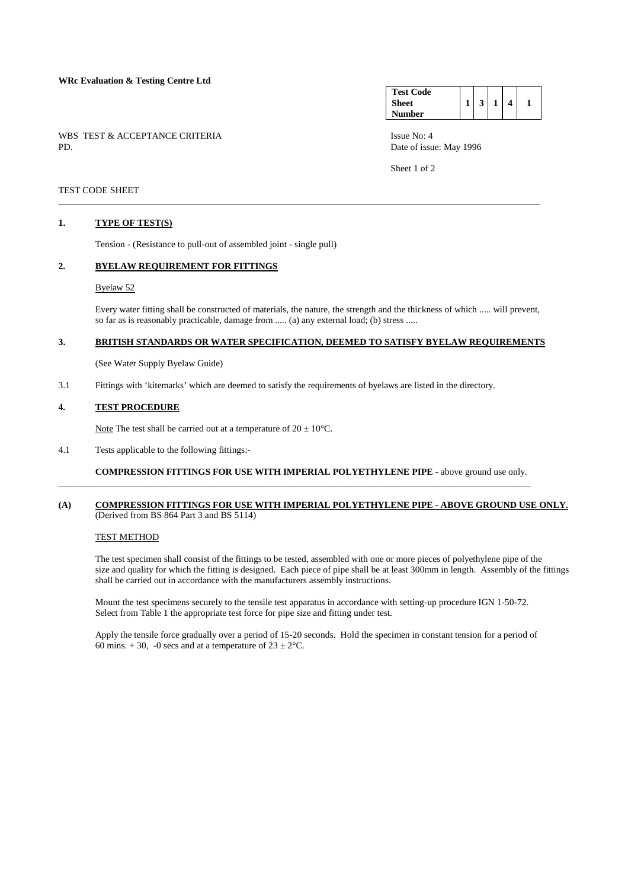**WRc Evaluation & Testing Centre Ltd**

| **Test Code Sheet Number** | 1 | 3 | 1 | 4 | 1 |
|---|---|---|---|---|---|

WBS TEST & ACCEPTANCE CRITERIA
PD.

Issue No: 4
Date of issue: May 1996

TEST CODE SHEET

## 1. TYPE OF TEST(S)

Tension - (Resistance to pull-out of assembled joint - single pull)

## 2. BYELAW REQUIREMENT FOR FITTINGS

Byelaw 52

Every water fitting shall be constructed of materials, the nature, the strength and the thickness of which ..... will prevent, so far as is reasonably practicable, damage from ..... (a) any external load; (b) stress .....

## 3. BRITISH STANDARDS OR WATER SPECIFICATION, DEEMED TO SATISFY BYELAW REQUIREMENTS

(See Water Supply Byelaw Guide)

3.1 Fittings with 'kitemarks' which are deemed to satisfy the requirements of byelaws are listed in the directory.

## 4. TEST PROCEDURE

Note The test shall be carried out at a temperature of $20 \pm 10°C$.

4.1 Tests applicable to the following fittings:-

**COMPRESSION FITTINGS FOR USE WITH IMPERIAL POLYETHYLENE PIPE** - above ground use only.

---

## (A) COMPRESSION FITTINGS FOR USE WITH IMPERIAL POLYETHYLENE PIPE - ABOVE GROUND USE ONLY.

(Derived from BS 864 Part 3 and BS 5114)

TEST METHOD

The test specimen shall consist of the fittings to be tested, assembled with one or more pieces of polyethylene pipe of the size and quality for which the fitting is designed. Each piece of pipe shall be at least 300mm in length. Assembly of the fittings shall be carried out in accordance with the manufacturers assembly instructions.

Mount the test specimens securely to the tensile test apparatus in accordance with setting-up procedure IGN 1-50-72. Select from Table 1 the appropriate test force for pipe size and fitting under test.

Apply the tensile force gradually over a period of 15-20 seconds. Hold the specimen in constant tension for a period of 60 mins. + 30, -0 secs and at a temperature of $23 \pm 2°C$.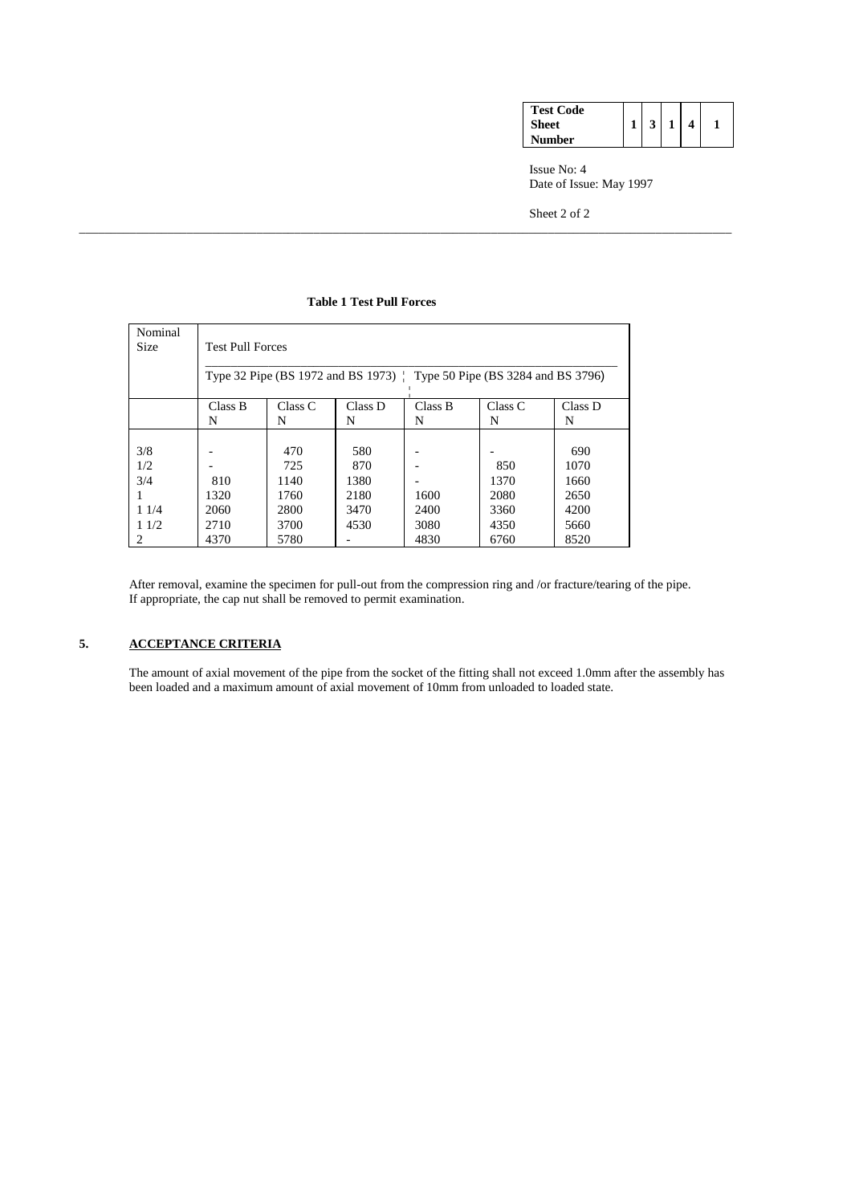**Table 1 Test Pull Forces**

| Nominal Size | Test Pull Forces | | | | | |
|---|---|---|---|---|---|---|
| | Type 32 Pipe (BS 1972 and BS 1973) | | | Type 50 Pipe (BS 3284 and BS 3796) | | |
| | Class B N | Class C N | Class D N | Class B N | Class C N | Class D N |
| 3/8 | - | 470 | 580 | - | - | 690 |
| 1/2 | - | 725 | 870 | - | 850 | 1070 |
| 3/4 | 810 | 1140 | 1380 | - | 1370 | 1660 |
| 1 | 1320 | 1760 | 2180 | 1600 | 2080 | 2650 |
| 1 1/4 | 2060 | 2800 | 3470 | 2400 | 3360 | 4200 |
| 1 1/2 | 2710 | 3700 | 4530 | 3080 | 4350 | 5660 |
| 2 | 4370 | 5780 | - | 4830 | 6760 | 8520 |

After removal, examine the specimen for pull-out from the compression ring and /or fracture/tearing of the pipe. If appropriate, the cap nut shall be removed to permit examination.

## 5. ACCEPTANCE CRITERIA

The amount of axial movement of the pipe from the socket of the fitting shall not exceed 1.0mm after the assembly has been loaded and a maximum amount of axial movement of 10mm from unloaded to loaded state.